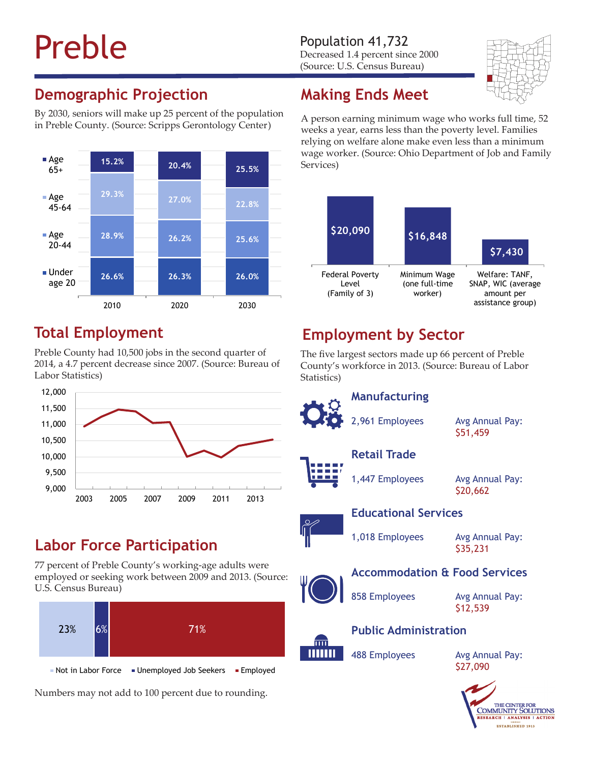# Preble

Population 41,732
Decreased 1.4 percent since 2000
(Source: U.S. Census Bureau)

## Demographic Projection

By 2030, seniors will make up 25 percent of the population in Preble County. (Source: Scripps Gerontology Center)

| | 2010 | 2020 | 2030 |
|---|---|---|---|
| Age 65+ | 15.2% | 20.4% | 25.5% |
| Age 45-64 | 29.3% | 27.0% | 22.8% |
| Age 20-44 | 28.9% | 26.2% | 25.6% |
| Under age 20 | 26.6% | 26.3% | 26.0% |

## Making Ends Meet

A person earning minimum wage who works full time, 52 weeks a year, earns less than the poverty level. Families relying on welfare alone make even less than a minimum wage worker. (Source: Ohio Department of Job and Family Services)

| Federal Poverty Level (Family of 3) | Minimum Wage (one full-time worker) | Welfare: TANF, SNAP, WIC (average amount per assistance group) |
|---|---|---|
| $20,090 | $16,848 | $7,430 |

## Total Employment

Preble County had 10,500 jobs in the second quarter of 2014, a 4.7 percent decrease since 2007. (Source: Bureau of Labor Statistics)

## Employment by Sector

The five largest sectors made up 66 percent of Preble County's workforce in 2013. (Source: Bureau of Labor Statistics)

| Sector | Employees | Avg Annual Pay |
|---|---|---|
| Manufacturing | 2,961 Employees | $51,459 |
| Retail Trade | 1,447 Employees | $20,662 |
| Educational Services | 1,018 Employees | $35,231 |
| Accommodation & Food Services | 858 Employees | $12,539 |
| Public Administration | 488 Employees | $27,090 |

## Labor Force Participation

77 percent of Preble County's working-age adults were employed or seeking work between 2009 and 2013. (Source: U.S. Census Bureau)

| Not in Labor Force | Unemployed Job Seekers | Employed |
|---|---|---|
| 23% | 6% | 71% |

Numbers may not add to 100 percent due to rounding.

THE CENTER FOR COMMUNITY SOLUTIONS
RESEARCH | ANALYSIS | ACTION
ESTABLISHED 1913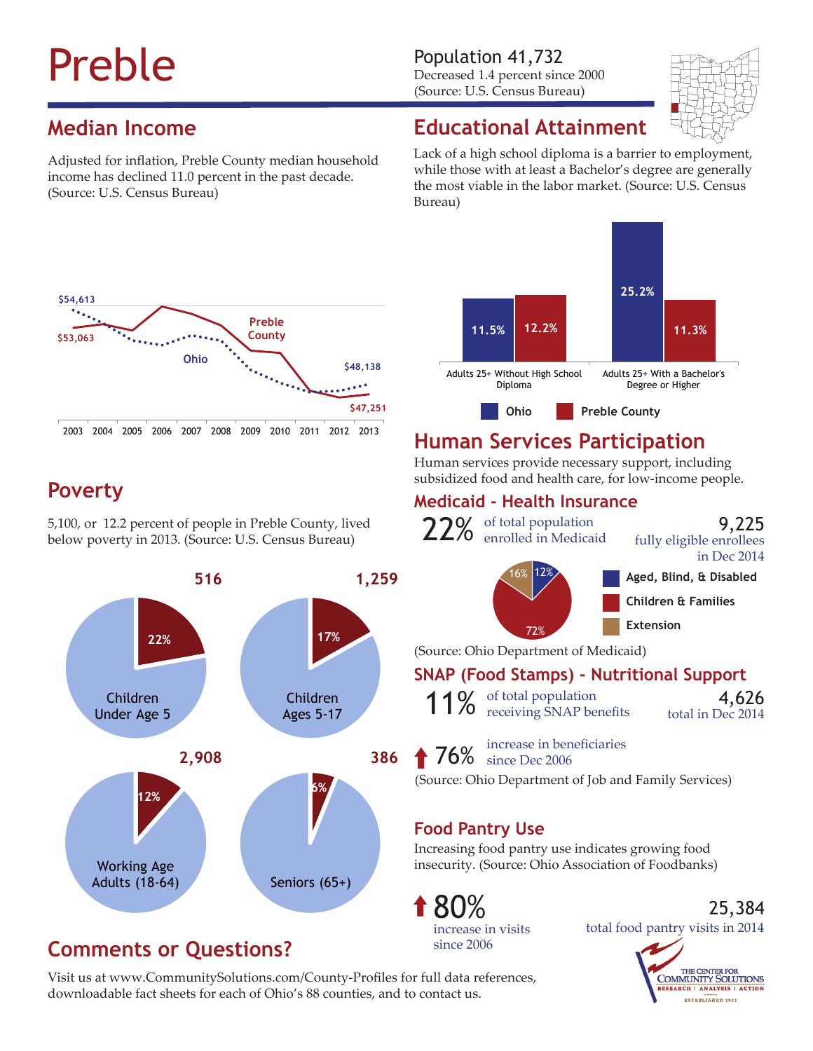# Preble

## Population 41,732

Decreased 1.4 percent since 2000
(Source: U.S. Census Bureau)

## Median Income

Adjusted for inflation, Preble County median household income has declined 11.0 percent in the past decade. (Source: U.S. Census Bureau)

$54,613
$53,063
Ohio
Preble County
$48,138
$47,251
2003 2004 2005 2006 2007 2008 2009 2010 2011 2012 2013

## Educational Attainment

Lack of a high school diploma is a barrier to employment, while those with at least a Bachelor's degree are generally the most viable in the labor market. (Source: U.S. Census Bureau)

11.5% 12.2%
Adults 25+ Without High School Diploma
25.2% 11.3%
Adults 25+ With a Bachelor's Degree or Higher
Ohio
Preble County

## Poverty

5,100, or 12.2 percent of people in Preble County, lived below poverty in 2013. (Source: U.S. Census Bureau)

516
22%
Children Under Age 5

1,259
17%
Children Ages 5-17

2,908
12%
Working Age Adults (18-64)

386
6%
Seniors (65+)

## Human Services Participation

Human services provide necessary support, including subsidized food and health care, for low-income people.

### Medicaid - Health Insurance

22% of total population enrolled in Medicaid

9,225 fully eligible enrollees in Dec 2014

16% 12% 72%
Aged, Blind, & Disabled
Children & Families
Extension

(Source: Ohio Department of Medicaid)

### SNAP (Food Stamps) - Nutritional Support

11% of total population receiving SNAP benefits

4,626 total in Dec 2014

76% increase in beneficiaries since Dec 2006

(Source: Ohio Department of Job and Family Services)

### Food Pantry Use

Increasing food pantry use indicates growing food insecurity. (Source: Ohio Association of Foodbanks)

80% increase in visits since 2006

25,384 total food pantry visits in 2014

## Comments or Questions?

Visit us at www.CommunitySolutions.com/County-Profiles for full data references, downloadable fact sheets for each of Ohio's 88 counties, and to contact us.

THE CENTER FOR COMMUNITY SOLUTIONS
RESEARCH | ANALYSIS | ACTION
ESTABLISHED 1913